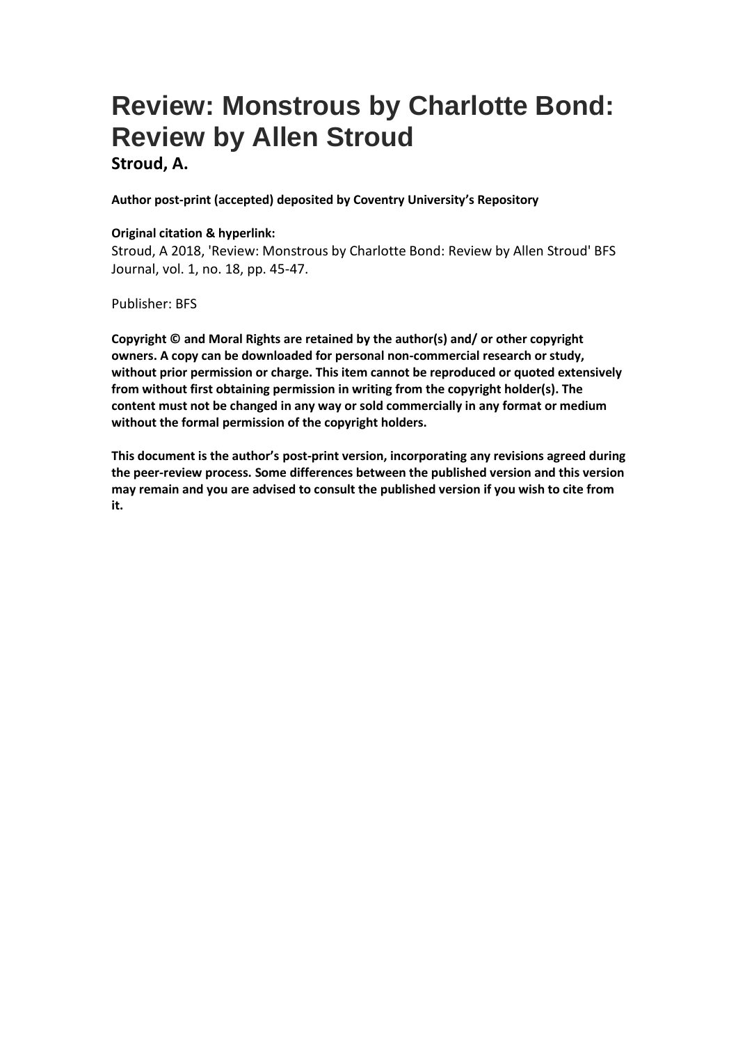# Review: Monstrous by Charlotte Bond: Review by Allen Stroud

**Stroud, A.**

**Author post-print (accepted) deposited by Coventry University's Repository**

**Original citation & hyperlink:**

Stroud, A 2018, 'Review: Monstrous by Charlotte Bond: Review by Allen Stroud' BFS Journal, vol. 1, no. 18, pp. 45-47.

Publisher: BFS

**Copyright © and Moral Rights are retained by the author(s) and/ or other copyright owners. A copy can be downloaded for personal non-commercial research or study, without prior permission or charge. This item cannot be reproduced or quoted extensively from without first obtaining permission in writing from the copyright holder(s). The content must not be changed in any way or sold commercially in any format or medium without the formal permission of the copyright holders.**

**This document is the author's post-print version, incorporating any revisions agreed during the peer-review process. Some differences between the published version and this version may remain and you are advised to consult the published version if you wish to cite from it.**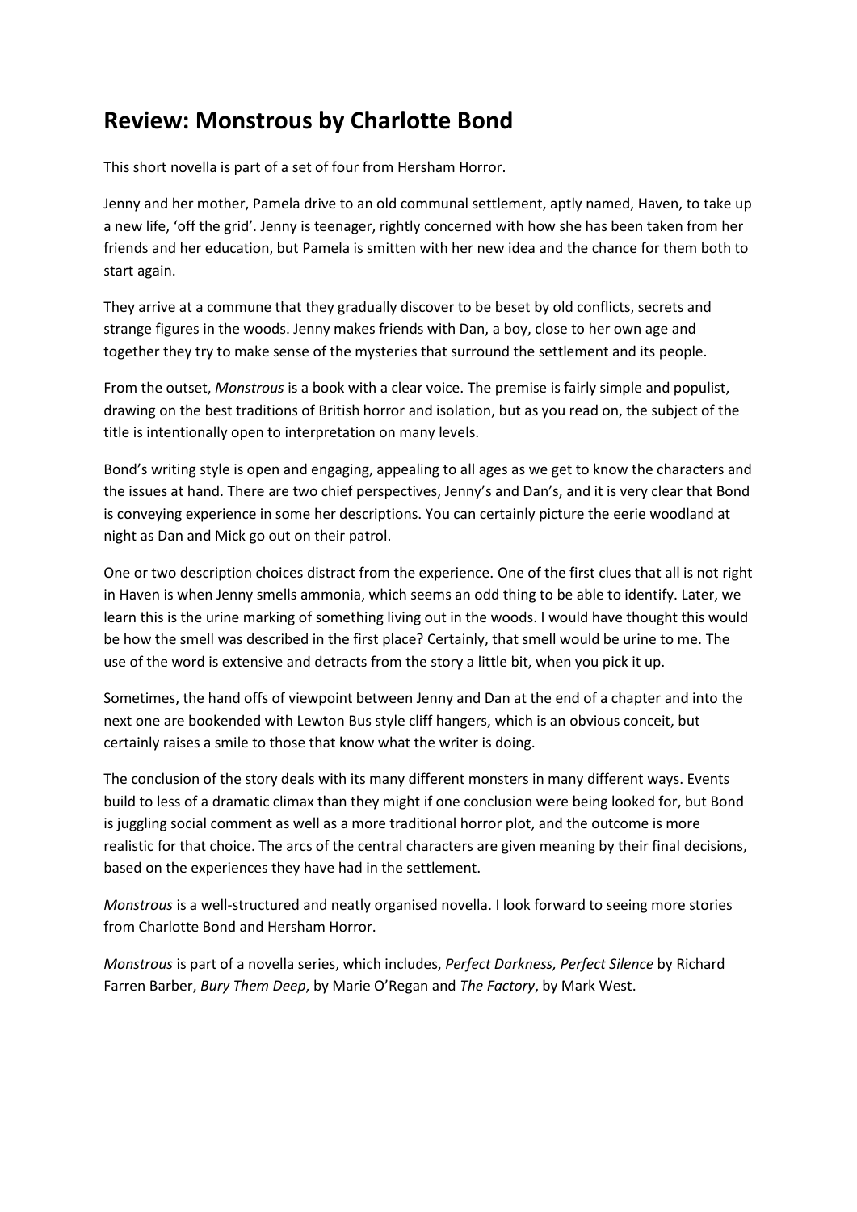## Review: Monstrous by Charlotte Bond

This short novella is part of a set of four from Hersham Horror.

Jenny and her mother, Pamela drive to an old communal settlement, aptly named, Haven, to take up a new life, 'off the grid'. Jenny is teenager, rightly concerned with how she has been taken from her friends and her education, but Pamela is smitten with her new idea and the chance for them both to start again.

They arrive at a commune that they gradually discover to be beset by old conflicts, secrets and strange figures in the woods. Jenny makes friends with Dan, a boy, close to her own age and together they try to make sense of the mysteries that surround the settlement and its people.

From the outset, *Monstrous* is a book with a clear voice. The premise is fairly simple and populist, drawing on the best traditions of British horror and isolation, but as you read on, the subject of the title is intentionally open to interpretation on many levels.

Bond's writing style is open and engaging, appealing to all ages as we get to know the characters and the issues at hand. There are two chief perspectives, Jenny's and Dan's, and it is very clear that Bond is conveying experience in some her descriptions. You can certainly picture the eerie woodland at night as Dan and Mick go out on their patrol.

One or two description choices distract from the experience. One of the first clues that all is not right in Haven is when Jenny smells ammonia, which seems an odd thing to be able to identify. Later, we learn this is the urine marking of something living out in the woods. I would have thought this would be how the smell was described in the first place? Certainly, that smell would be urine to me. The use of the word is extensive and detracts from the story a little bit, when you pick it up.

Sometimes, the hand offs of viewpoint between Jenny and Dan at the end of a chapter and into the next one are bookended with Lewton Bus style cliff hangers, which is an obvious conceit, but certainly raises a smile to those that know what the writer is doing.

The conclusion of the story deals with its many different monsters in many different ways. Events build to less of a dramatic climax than they might if one conclusion were being looked for, but Bond is juggling social comment as well as a more traditional horror plot, and the outcome is more realistic for that choice. The arcs of the central characters are given meaning by their final decisions, based on the experiences they have had in the settlement.

*Monstrous* is a well-structured and neatly organised novella. I look forward to seeing more stories from Charlotte Bond and Hersham Horror.

*Monstrous* is part of a novella series, which includes, *Perfect Darkness, Perfect Silence* by Richard Farren Barber, *Bury Them Deep*, by Marie O'Regan and *The Factory*, by Mark West.